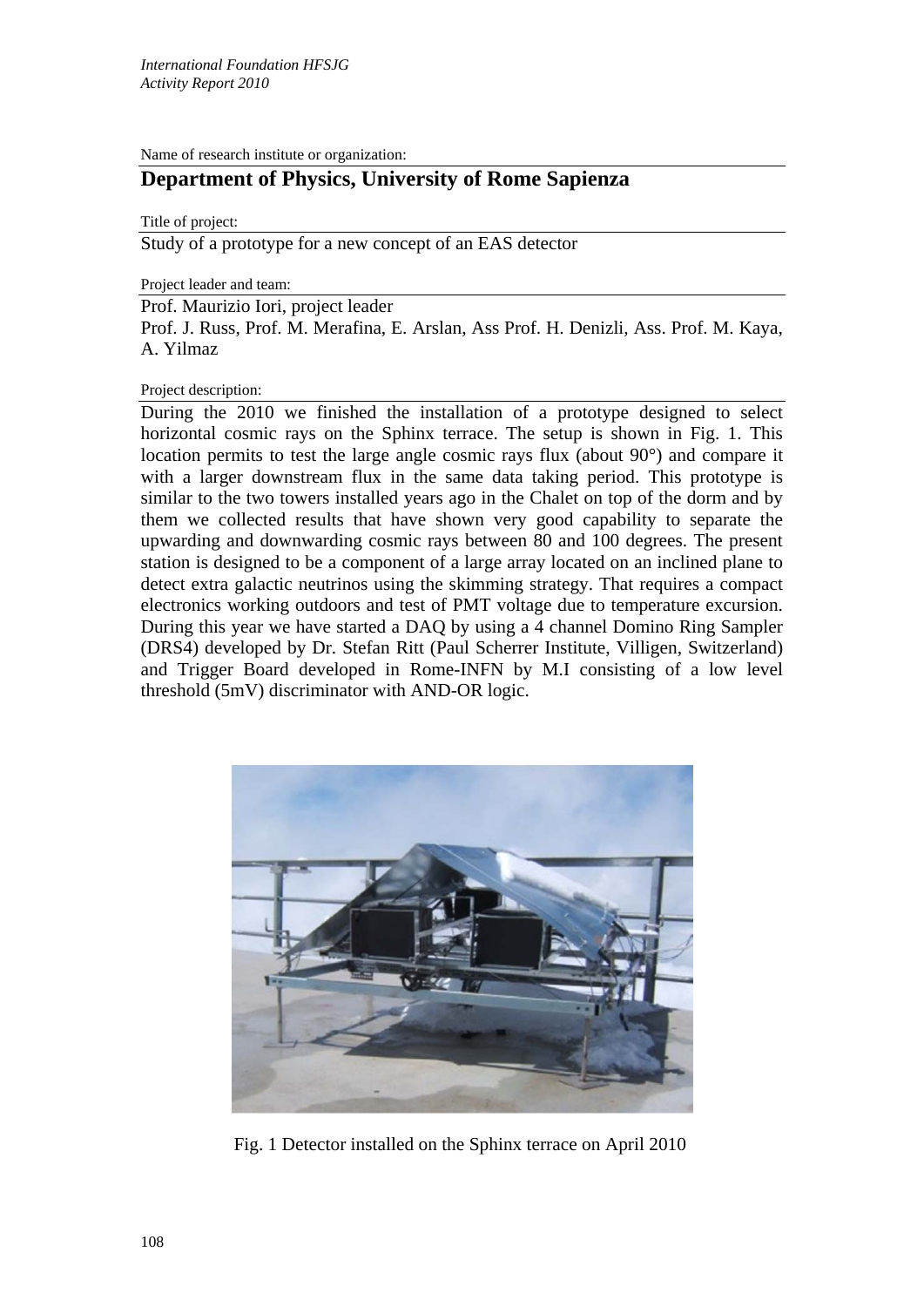*International Foundation HFSJG*
*Activity Report 2010*

Name of research institute or organization:

## Department of Physics, University of Rome Sapienza

Title of project:

Study of a prototype for a new concept of an EAS detector

Project leader and team:

Prof. Maurizio Iori, project leader

Prof. J. Russ, Prof. M. Merafina, E. Arslan, Ass Prof. H. Denizli, Ass. Prof. M. Kaya, A. Yilmaz

Project description:

During the 2010 we finished the installation of a prototype designed to select horizontal cosmic rays on the Sphinx terrace. The setup is shown in Fig. 1. This location permits to test the large angle cosmic rays flux (about 90°) and compare it with a larger downstream flux in the same data taking period. This prototype is similar to the two towers installed years ago in the Chalet on top of the dorm and by them we collected results that have shown very good capability to separate the upwarding and downwarding cosmic rays between 80 and 100 degrees. The present station is designed to be a component of a large array located on an inclined plane to detect extra galactic neutrinos using the skimming strategy. That requires a compact electronics working outdoors and test of PMT voltage due to temperature excursion. During this year we have started a DAQ by using a 4 channel Domino Ring Sampler (DRS4) developed by Dr. Stefan Ritt (Paul Scherrer Institute, Villigen, Switzerland) and Trigger Board developed in Rome-INFN by M.I consisting of a low level threshold (5mV) discriminator with AND-OR logic.

Fig. 1 Detector installed on the Sphinx terrace on April 2010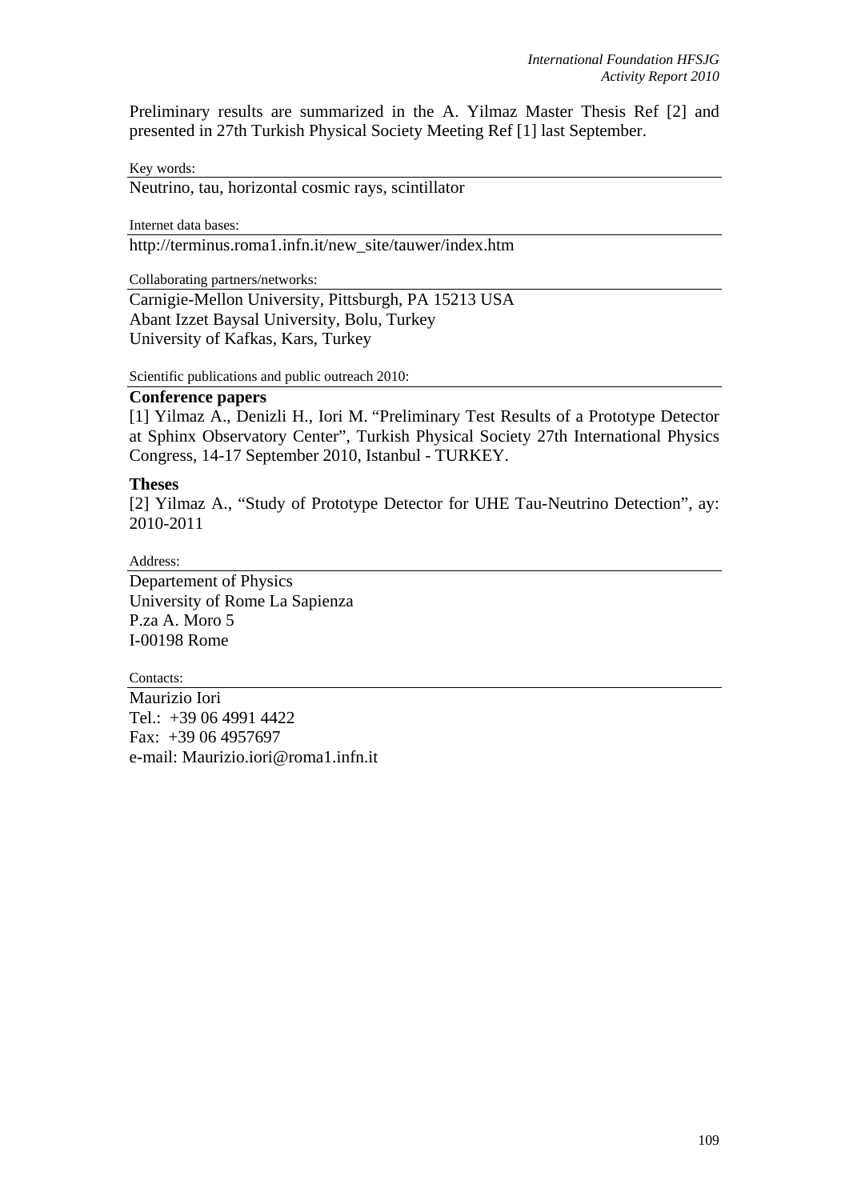Preliminary results are summarized in the A. Yilmaz Master Thesis Ref [2] and presented in 27th Turkish Physical Society Meeting Ref [1] last September.

Key words:

Neutrino, tau, horizontal cosmic rays, scintillator

Internet data bases:

http://terminus.roma1.infn.it/new_site/tauwer/index.htm

Collaborating partners/networks:

Carnigie-Mellon University, Pittsburgh, PA 15213 USA
Abant Izzet Baysal University, Bolu, Turkey
University of Kafkas, Kars, Turkey

Scientific publications and public outreach 2010:

**Conference papers**

[1] Yilmaz A., Denizli H., Iori M. "Preliminary Test Results of a Prototype Detector at Sphinx Observatory Center", Turkish Physical Society 27th International Physics Congress, 14-17 September 2010, Istanbul - TURKEY.

**Theses**

[2] Yilmaz A., "Study of Prototype Detector for UHE Tau-Neutrino Detection", ay: 2010-2011

Address:

Departement of Physics
University of Rome La Sapienza
P.za A. Moro 5
I-00198 Rome

Contacts:

Maurizio Iori
Tel.: +39 06 4991 4422
Fax: +39 06 4957697
e-mail: Maurizio.iori@roma1.infn.it